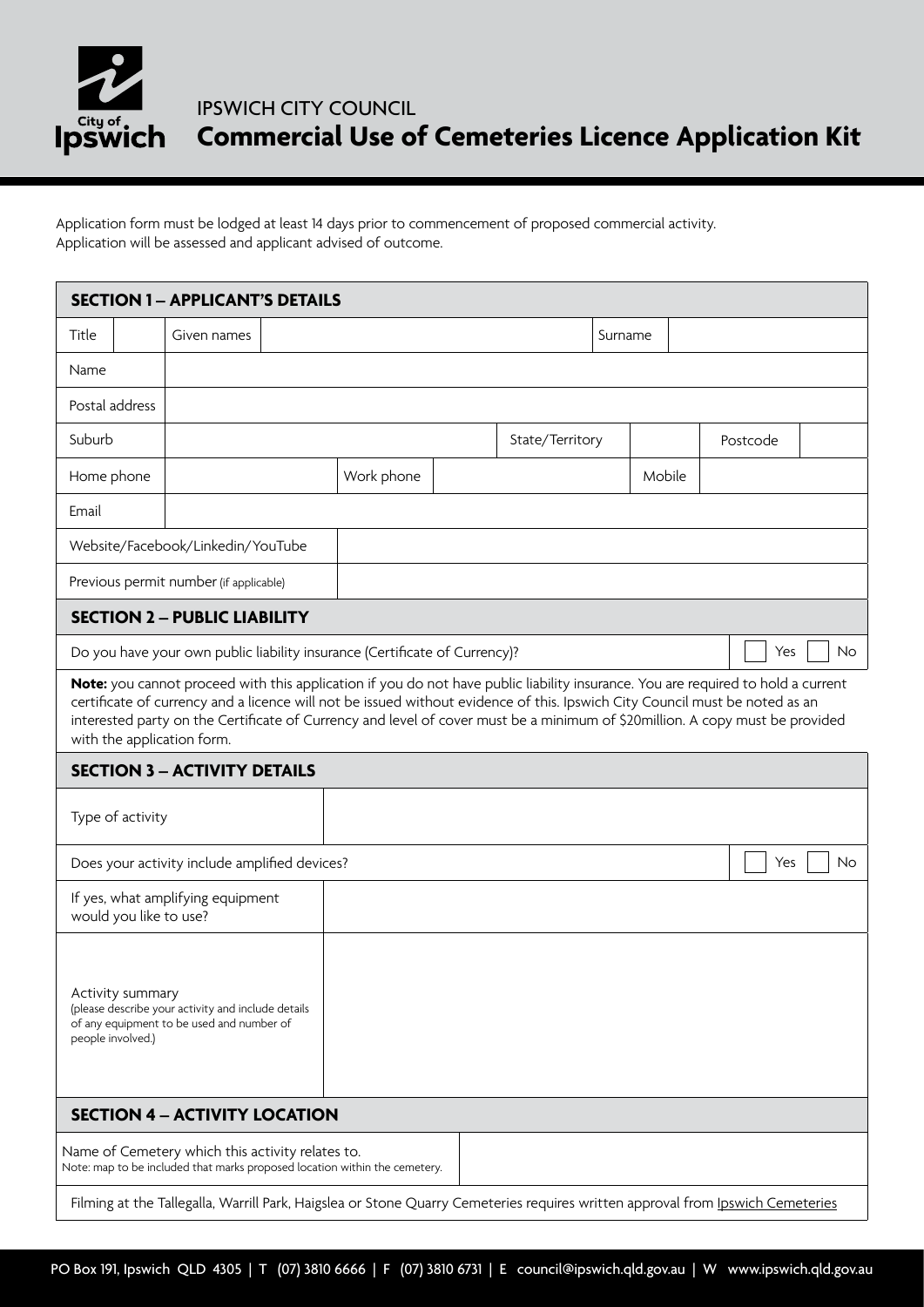IPSWICH CITY COUNCIL

# Commercial Use of Cemeteries Licence Application Kit

Application form must be lodged at least 14 days prior to commencement of proposed commercial activity.
Application will be assessed and applicant advised of outcome.

## SECTION 1 – APPLICANT'S DETAILS

| Title | | Given names | | Surname | |
|---|---|---|---|---|---|
| Name | | | | | |
| Postal address | | | | | |
| Suburb | | State/Territory | | Postcode | |
| Home phone | | Work phone | | Mobile | |
| Email | | | | | |
| Website/Facebook/Linkedin/YouTube | | | | | |
| Previous permit number (if applicable) | | | | | |

## SECTION 2 – PUBLIC LIABILITY

| Do you have your own public liability insurance (Certificate of Currency)? | ☐ Yes ☐ No |
|---|---|

**Note:** you cannot proceed with this application if you do not have public liability insurance. You are required to hold a current certificate of currency and a licence will not be issued without evidence of this. Ipswich City Council must be noted as an interested party on the Certificate of Currency and level of cover must be a minimum of $20million. A copy must be provided with the application form.

## SECTION 3 – ACTIVITY DETAILS

| Type of activity | |
|---|---|
| Does your activity include amplified devices? | ☐ Yes ☐ No |
| If yes, what amplifying equipment would you like to use? | |
| Activity summary (please describe your activity and include details of any equipment to be used and number of people involved.) | |

## SECTION 4 – ACTIVITY LOCATION

| Name of Cemetery which this activity relates to. Note: map to be included that marks proposed location within the cemetery. | |
|---|---|

Filming at the Tallegalla, Warrill Park, Haigslea or Stone Quarry Cemeteries requires written approval from Ipswich Cemeteries

PO Box 191, Ipswich QLD 4305 | T (07) 3810 6666 | F (07) 3810 6731 | E council@ipswich.qld.gov.au | W www.ipswich.qld.gov.au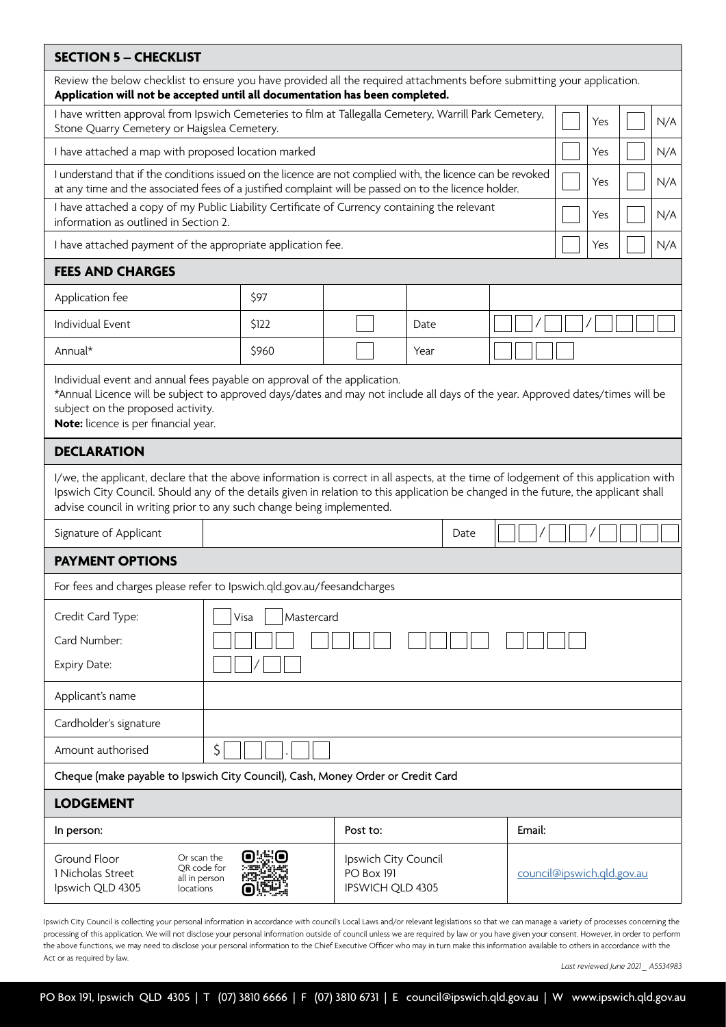## SECTION 5 – CHECKLIST

Review the below checklist to ensure you have provided all the required attachments before submitting your application.
**Application will not be accepted until all documentation has been completed.**

| | | |
|---|---|---|
| I have written approval from Ipswich Cemeteries to film at Tallegalla Cemetery, Warrill Park Cemetery, Stone Quarry Cemetery or Haigslea Cemetery. | ☐ Yes | ☐ N/A |
| I have attached a map with proposed location marked | ☐ Yes | ☐ N/A |
| I understand that if the conditions issued on the licence are not complied with, the licence can be revoked at any time and the associated fees of a justified complaint will be passed on to the licence holder. | ☐ Yes | ☐ N/A |
| I have attached a copy of my Public Liability Certificate of Currency containing the relevant information as outlined in Section 2. | ☐ Yes | ☐ N/A |
| I have attached payment of the appropriate application fee. | ☐ Yes | ☐ N/A |

## FEES AND CHARGES

| | | | | |
|---|---|---|---|---|
| Application fee | $97 | | | |
| Individual Event | $122 | ☐ | Date | __ __ / __ __ / __ __ __ __ |
| Annual* | $960 | ☐ | Year | __ __ __ __ |

Individual event and annual fees payable on approval of the application.
*Annual Licence will be subject to approved days/dates and may not include all days of the year. Approved dates/times will be subject on the proposed activity.
**Note:** licence is per financial year.

## DECLARATION

I/we, the applicant, declare that the above information is correct in all aspects, at the time of lodgement of this application with Ipswich City Council. Should any of the details given in relation to this application be changed in the future, the applicant shall advise council in writing prior to any such change being implemented.

| | | | |
|---|---|---|---|
| Signature of Applicant | | Date | __ __ / __ __ / __ __ __ __ |

## PAYMENT OPTIONS

For fees and charges please refer to Ipswich.qld.gov.au/feesandcharges

| | |
|---|---|
| Credit Card Type: | ☐ Visa ☐ Mastercard |
| Card Number: | __ __ __ __ __ __ __ __ __ __ __ __ __ __ __ __ |
| Expiry Date: | __ __ / __ __ |
| Applicant's name | |
| Cardholder's signature | |
| Amount authorised | $ __ __ __ . __ __ |

Cheque (make payable to Ipswich City Council), Cash, Money Order or Credit Card

## LODGEMENT

| In person: | Post to: | Email: |
|---|---|---|
| Ground Floor<br>1 Nicholas Street<br>Ipswich QLD 4305<br>Or scan the QR code for all in person locations | Ipswich City Council<br>PO Box 191<br>IPSWICH QLD 4305 | council@ipswich.qld.gov.au |

Ipswich City Council is collecting your personal information in accordance with council's Local Laws and/or relevant legislations so that we can manage a variety of processes concerning the processing of this application. We will not disclose your personal information outside of council unless we are required by law or you have given your consent. However, in order to perform the above functions, we may need to disclose your personal information to the Chief Executive Officer who may in turn make this information available to others in accordance with the Act or as required by law.

*Last reviewed June 2021 _ A5534983*

PO Box 191, Ipswich QLD 4305 | T (07) 3810 6666 | F (07) 3810 6731 | E council@ipswich.qld.gov.au | W www.ipswich.qld.gov.au